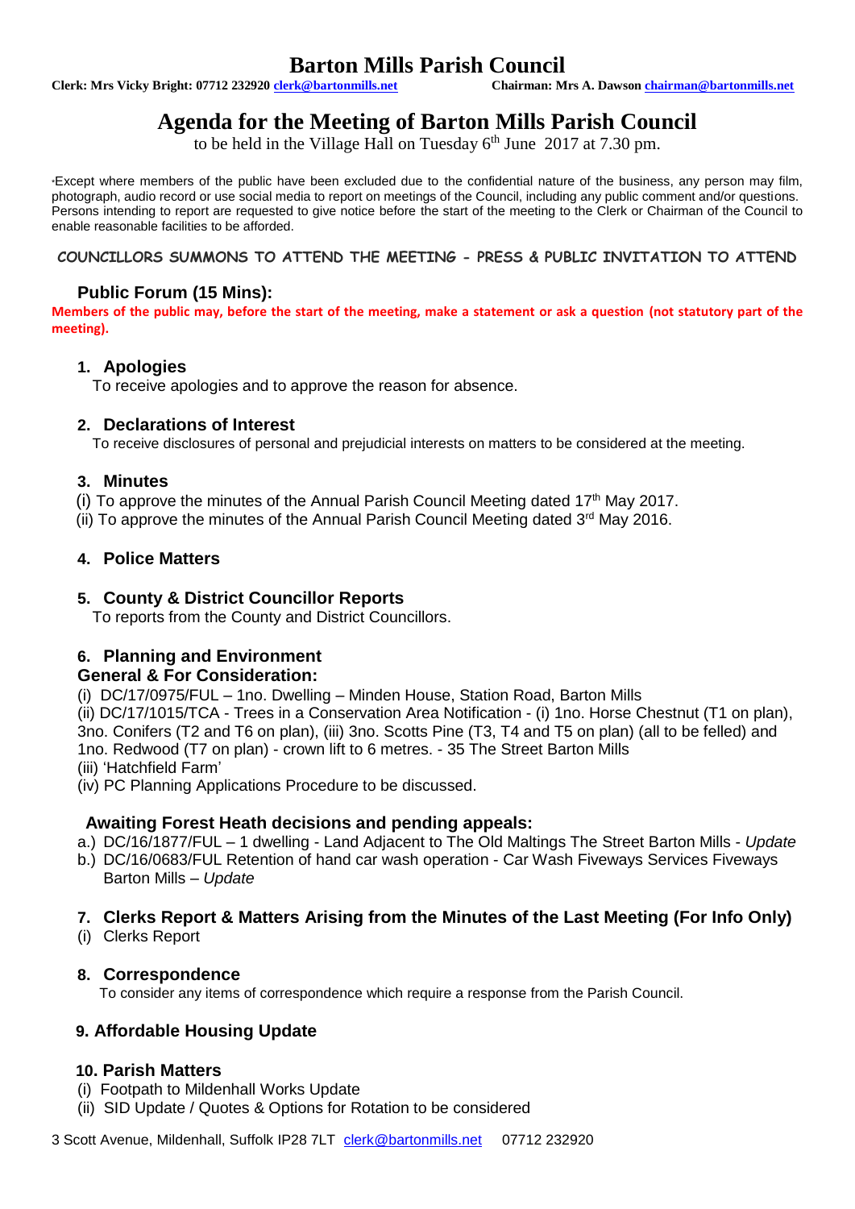# Barton Mills Parish Council

**Clerk: Mrs Vicky Bright: 07712 232920 clerk@bartonmills.net** **Chairman: Mrs A. Dawson chairman@bartonmills.net**

# Agenda for the Meeting of Barton Mills Parish Council

to be held in the Village Hall on Tuesday 6th June 2017 at 7.30 pm.

*Except where members of the public have been excluded due to the confidential nature of the business, any person may film, photograph, audio record or use social media to report on meetings of the Council, including any public comment and/or questions. Persons intending to report are requested to give notice before the start of the meeting to the Clerk or Chairman of the Council to enable reasonable facilities to be afforded.

**COUNCILLORS SUMMONS TO ATTEND THE MEETING - PRESS & PUBLIC INVITATION TO ATTEND**

## Public Forum (15 Mins):

**Members of the public may, before the start of the meeting, make a statement or ask a question (not statutory part of the meeting).**

## 1. Apologies

To receive apologies and to approve the reason for absence.

## 2. Declarations of Interest

To receive disclosures of personal and prejudicial interests on matters to be considered at the meeting.

## 3. Minutes

(i) To approve the minutes of the Annual Parish Council Meeting dated 17th May 2017.
(ii) To approve the minutes of the Annual Parish Council Meeting dated 3rd May 2016.

## 4. Police Matters

## 5. County & District Councillor Reports

To reports from the County and District Councillors.

## 6. Planning and Environment

### General & For Consideration:

(i) DC/17/0975/FUL – 1no. Dwelling – Minden House, Station Road, Barton Mills
(ii) DC/17/1015/TCA - Trees in a Conservation Area Notification - (i) 1no. Horse Chestnut (T1 on plan), 3no. Conifers (T2 and T6 on plan), (iii) 3no. Scotts Pine (T3, T4 and T5 on plan) (all to be felled) and 1no. Redwood (T7 on plan) - crown lift to 6 metres. - 35 The Street Barton Mills
(iii) 'Hatchfield Farm'
(iv) PC Planning Applications Procedure to be discussed.

### Awaiting Forest Heath decisions and pending appeals:

a.) DC/16/1877/FUL – 1 dwelling - Land Adjacent to The Old Maltings The Street Barton Mills - *Update*
b.) DC/16/0683/FUL Retention of hand car wash operation - Car Wash Fiveways Services Fiveways Barton Mills – *Update*

## 7. Clerks Report & Matters Arising from the Minutes of the Last Meeting (For Info Only)

(i) Clerks Report

## 8. Correspondence

To consider any items of correspondence which require a response from the Parish Council.

## 9. Affordable Housing Update

## 10. Parish Matters

(i) Footpath to Mildenhall Works Update
(ii) SID Update / Quotes & Options for Rotation to be considered

3 Scott Avenue, Mildenhall, Suffolk IP28 7LT clerk@bartonmills.net 07712 232920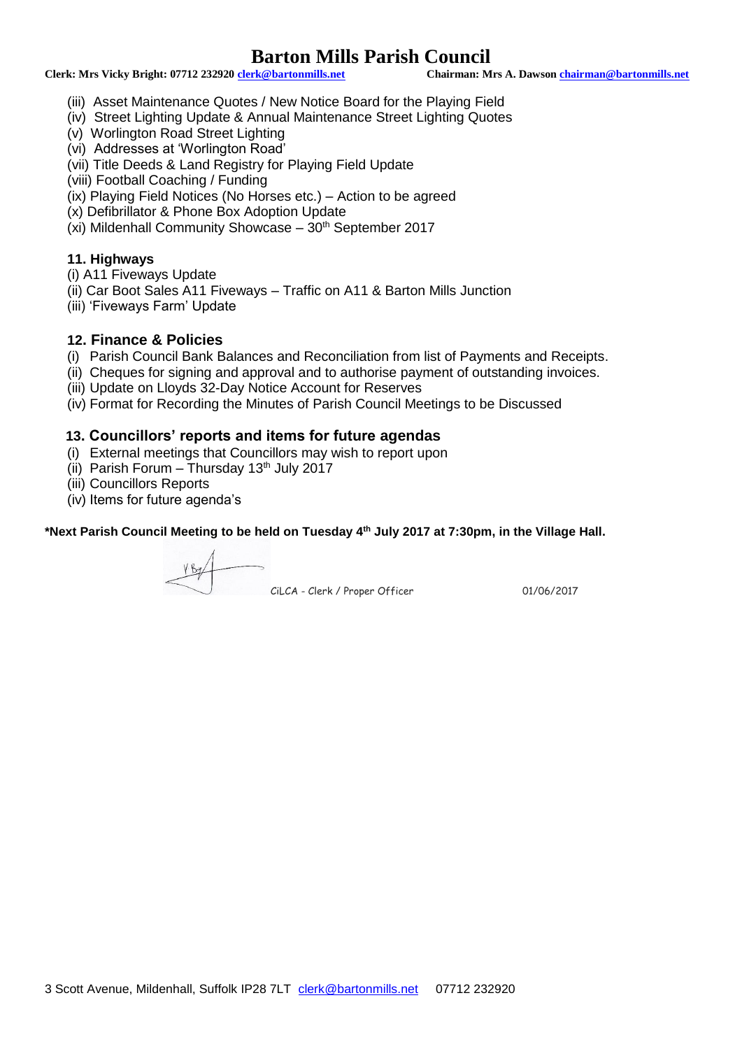# Barton Mills Parish Council

**Clerk: Mrs Vicky Bright: 07712 232920 clerk@bartonmills.net** **Chairman: Mrs A. Dawson chairman@bartonmills.net**

(iii) Asset Maintenance Quotes / New Notice Board for the Playing Field
(iv) Street Lighting Update & Annual Maintenance Street Lighting Quotes
(v) Worlington Road Street Lighting
(vi) Addresses at 'Worlington Road'
(vii) Title Deeds & Land Registry for Playing Field Update
(viii) Football Coaching / Funding
(ix) Playing Field Notices (No Horses etc.) – Action to be agreed
(x) Defibrillator & Phone Box Adoption Update
(xi) Mildenhall Community Showcase – 30th September 2017

**11. Highways**

(i) A11 Fiveways Update
(ii) Car Boot Sales A11 Fiveways – Traffic on A11 & Barton Mills Junction
(iii) 'Fiveways Farm' Update

**12. Finance & Policies**

(i) Parish Council Bank Balances and Reconciliation from list of Payments and Receipts.
(ii) Cheques for signing and approval and to authorise payment of outstanding invoices.
(iii) Update on Lloyds 32-Day Notice Account for Reserves
(iv) Format for Recording the Minutes of Parish Council Meetings to be Discussed

**13. Councillors' reports and items for future agendas**

(i) External meetings that Councillors may wish to report upon
(ii) Parish Forum – Thursday 13th July 2017
(iii) Councillors Reports
(iv) Items for future agenda's

**\*Next Parish Council Meeting to be held on Tuesday 4th July 2017 at 7:30pm, in the Village Hall.**

V Bright CiLCA - Clerk / Proper Officer 01/06/2017

3 Scott Avenue, Mildenhall, Suffolk IP28 7LT clerk@bartonmills.net 07712 232920